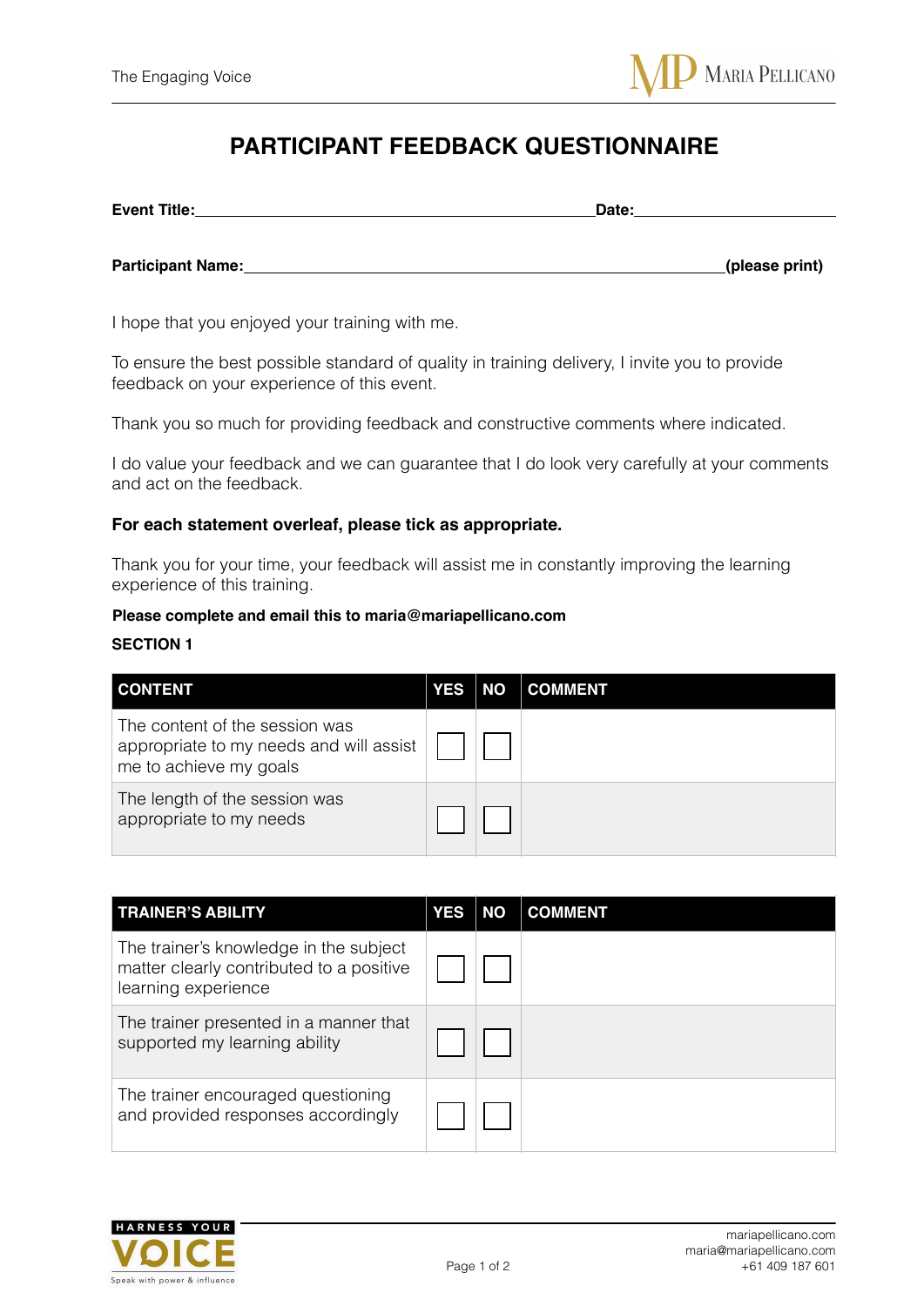# PARTICIPANT FEEDBACK QUESTIONNAIRE

**Event Title:**\_\_\_\_\_\_\_\_\_\_\_\_\_\_\_\_\_\_\_\_\_\_\_\_\_\_\_\_\_\_\_\_\_\_\_\_\_\_\_\_ **Date:**\_\_\_\_\_\_\_\_\_\_\_\_\_\_\_\_\_\_\_\_\_\_

**Participant Name:**\_\_\_\_\_\_\_\_\_\_\_\_\_\_\_\_\_\_\_\_\_\_\_\_\_\_\_\_\_\_\_\_\_\_\_\_\_\_\_\_\_\_\_\_\_\_\_\_\_\_ **(please print)**

I hope that you enjoyed your training with me.

To ensure the best possible standard of quality in training delivery, I invite you to provide feedback on your experience of this event.

Thank you so much for providing feedback and constructive comments where indicated.

I do value your feedback and we can guarantee that I do look very carefully at your comments and act on the feedback.

**For each statement overleaf, please tick as appropriate.**

Thank you for your time, your feedback will assist me in constantly improving the learning experience of this training.

**Please complete and email this to maria@mariapellicano.com**

**SECTION 1**

| CONTENT | YES | NO | COMMENT |
|---|---|---|---|
| The content of the session was appropriate to my needs and will assist me to achieve my goals | ☐ | ☐ | |
| The length of the session was appropriate to my needs | ☐ | ☐ | |

| TRAINER'S ABILITY | YES | NO | COMMENT |
|---|---|---|---|
| The trainer's knowledge in the subject matter clearly contributed to a positive learning experience | ☐ | ☐ | |
| The trainer presented in a manner that supported my learning ability | ☐ | ☐ | |
| The trainer encouraged questioning and provided responses accordingly | ☐ | ☐ | |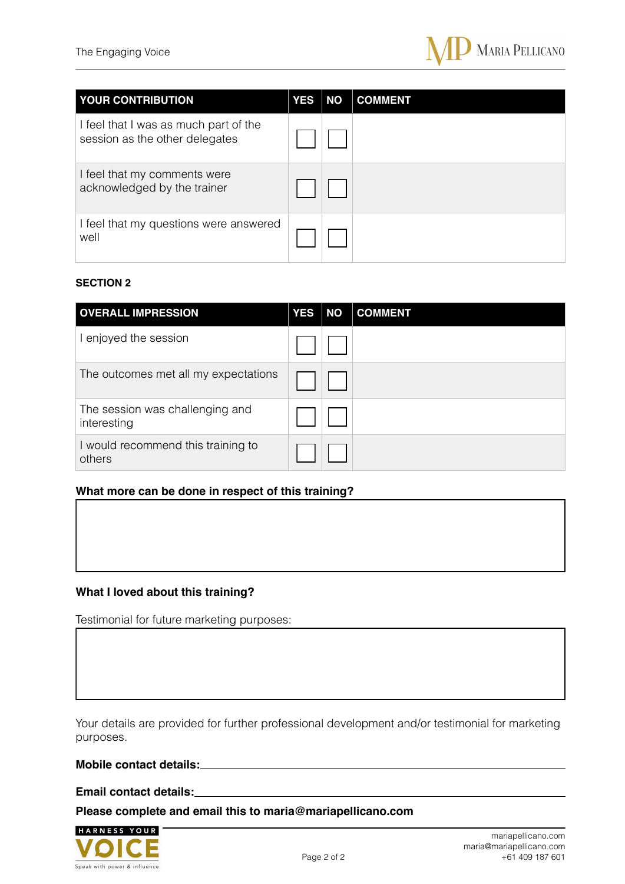| YOUR CONTRIBUTION | YES | NO | COMMENT |
|---|---|---|---|
| I feel that I was as much part of the session as the other delegates | ☐ | ☐ | |
| I feel that my comments were acknowledged by the trainer | ☐ | ☐ | |
| I feel that my questions were answered well | ☐ | ☐ | |

**SECTION 2**

| OVERALL IMPRESSION | YES | NO | COMMENT |
|---|---|---|---|
| I enjoyed the session | ☐ | ☐ | |
| The outcomes met all my expectations | ☐ | ☐ | |
| The session was challenging and interesting | ☐ | ☐ | |
| I would recommend this training to others | ☐ | ☐ | |

**What more can be done in respect of this training?**

**What I loved about this training?**

Testimonial for future marketing purposes:

Your details are provided for further professional development and/or testimonial for marketing purposes.

**Mobile contact details:** \_\_\_\_\_\_\_\_\_\_\_\_\_\_\_\_\_\_\_\_\_\_\_\_\_\_\_\_\_\_

**Email contact details:** \_\_\_\_\_\_\_\_\_\_\_\_\_\_\_\_\_\_\_\_\_\_\_\_\_\_\_\_\_\_

**Please complete and email this to maria@mariapellicano.com**